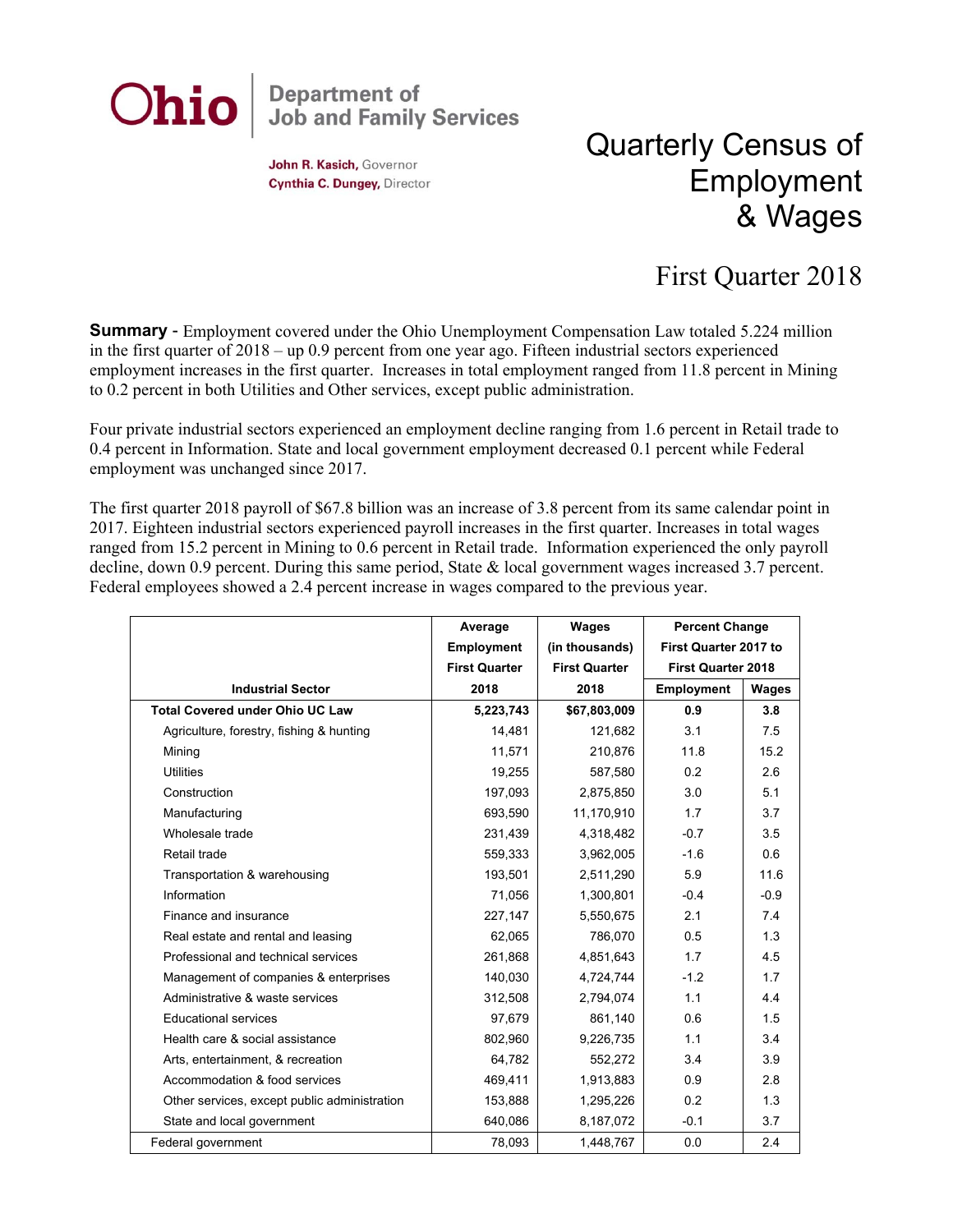Ohio | Department of Job and Family Services

**John R. Kasich,** Governor
**Cynthia C. Dungey,** Director

# Quarterly Census of Employment & Wages

## First Quarter 2018

**Summary** - Employment covered under the Ohio Unemployment Compensation Law totaled 5.224 million in the first quarter of 2018 – up 0.9 percent from one year ago. Fifteen industrial sectors experienced employment increases in the first quarter. Increases in total employment ranged from 11.8 percent in Mining to 0.2 percent in both Utilities and Other services, except public administration.

Four private industrial sectors experienced an employment decline ranging from 1.6 percent in Retail trade to 0.4 percent in Information. State and local government employment decreased 0.1 percent while Federal employment was unchanged since 2017.

The first quarter 2018 payroll of $67.8 billion was an increase of 3.8 percent from its same calendar point in 2017. Eighteen industrial sectors experienced payroll increases in the first quarter. Increases in total wages ranged from 15.2 percent in Mining to 0.6 percent in Retail trade. Information experienced the only payroll decline, down 0.9 percent. During this same period, State & local government wages increased 3.7 percent. Federal employees showed a 2.4 percent increase in wages compared to the previous year.

| Industrial Sector | Average Employment First Quarter 2018 | Wages (in thousands) First Quarter 2018 | Percent Change First Quarter 2017 to First Quarter 2018 | |
|---|---|---|---|---|
| | | | Employment | Wages |
| **Total Covered under Ohio UC Law** | **5,223,743** | **$67,803,009** | **0.9** | **3.8** |
| Agriculture, forestry, fishing & hunting | 14,481 | 121,682 | 3.1 | 7.5 |
| Mining | 11,571 | 210,876 | 11.8 | 15.2 |
| Utilities | 19,255 | 587,580 | 0.2 | 2.6 |
| Construction | 197,093 | 2,875,850 | 3.0 | 5.1 |
| Manufacturing | 693,590 | 11,170,910 | 1.7 | 3.7 |
| Wholesale trade | 231,439 | 4,318,482 | -0.7 | 3.5 |
| Retail trade | 559,333 | 3,962,005 | -1.6 | 0.6 |
| Transportation & warehousing | 193,501 | 2,511,290 | 5.9 | 11.6 |
| Information | 71,056 | 1,300,801 | -0.4 | -0.9 |
| Finance and insurance | 227,147 | 5,550,675 | 2.1 | 7.4 |
| Real estate and rental and leasing | 62,065 | 786,070 | 0.5 | 1.3 |
| Professional and technical services | 261,868 | 4,851,643 | 1.7 | 4.5 |
| Management of companies & enterprises | 140,030 | 4,724,744 | -1.2 | 1.7 |
| Administrative & waste services | 312,508 | 2,794,074 | 1.1 | 4.4 |
| Educational services | 97,679 | 861,140 | 0.6 | 1.5 |
| Health care & social assistance | 802,960 | 9,226,735 | 1.1 | 3.4 |
| Arts, entertainment, & recreation | 64,782 | 552,272 | 3.4 | 3.9 |
| Accommodation & food services | 469,411 | 1,913,883 | 0.9 | 2.8 |
| Other services, except public administration | 153,888 | 1,295,226 | 0.2 | 1.3 |
| State and local government | 640,086 | 8,187,072 | -0.1 | 3.7 |
| Federal government | 78,093 | 1,448,767 | 0.0 | 2.4 |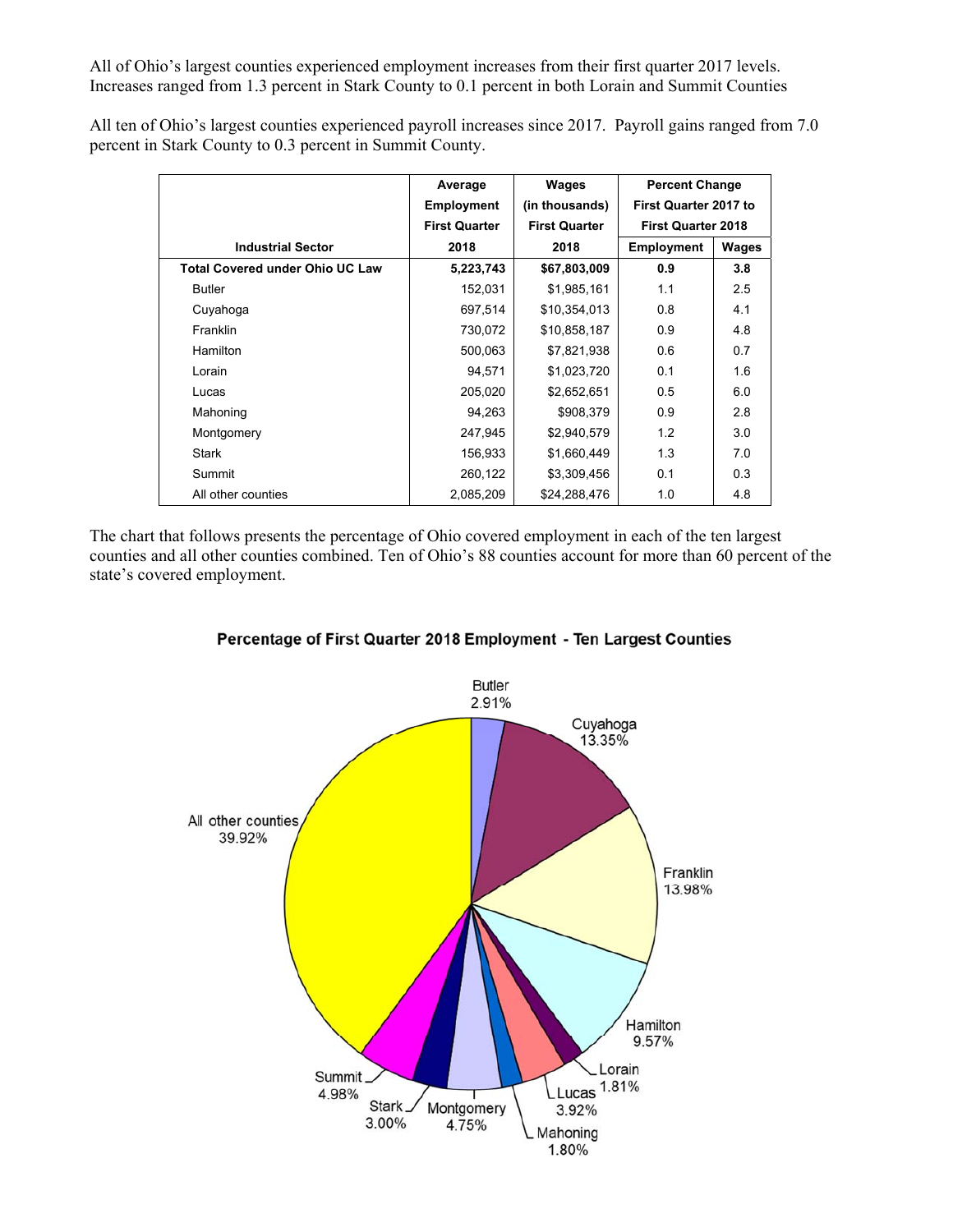All of Ohio's largest counties experienced employment increases from their first quarter 2017 levels. Increases ranged from 1.3 percent in Stark County to 0.1 percent in both Lorain and Summit Counties

All ten of Ohio's largest counties experienced payroll increases since 2017. Payroll gains ranged from 7.0 percent in Stark County to 0.3 percent in Summit County.

| Industrial Sector | Average Employment First Quarter 2018 | Wages (in thousands) First Quarter 2018 | Percent Change First Quarter 2017 to First Quarter 2018 | |
|---|---|---|---|---|
| | | | Employment | Wages |
| **Total Covered under Ohio UC Law** | **5,223,743** | **$67,803,009** | **0.9** | **3.8** |
| Butler | 152,031 | $1,985,161 | 1.1 | 2.5 |
| Cuyahoga | 697,514 | $10,354,013 | 0.8 | 4.1 |
| Franklin | 730,072 | $10,858,187 | 0.9 | 4.8 |
| Hamilton | 500,063 | $7,821,938 | 0.6 | 0.7 |
| Lorain | 94,571 | $1,023,720 | 0.1 | 1.6 |
| Lucas | 205,020 | $2,652,651 | 0.5 | 6.0 |
| Mahoning | 94,263 | $908,379 | 0.9 | 2.8 |
| Montgomery | 247,945 | $2,940,579 | 1.2 | 3.0 |
| Stark | 156,933 | $1,660,449 | 1.3 | 7.0 |
| Summit | 260,122 | $3,309,456 | 0.1 | 0.3 |
| All other counties | 2,085,209 | $24,288,476 | 1.0 | 4.8 |

The chart that follows presents the percentage of Ohio covered employment in each of the ten largest counties and all other counties combined. Ten of Ohio's 88 counties account for more than 60 percent of the state's covered employment.

**Percentage of First Quarter 2018 Employment - Ten Largest Counties**

Butler 2.91%, Cuyahoga 13.35%, Franklin 13.98%, Hamilton 9.57%, Lorain 1.81%, Lucas 3.92%, Mahoning 1.80%, Montgomery 4.75%, Stark 3.00%, Summit 4.98%, All other counties 39.92%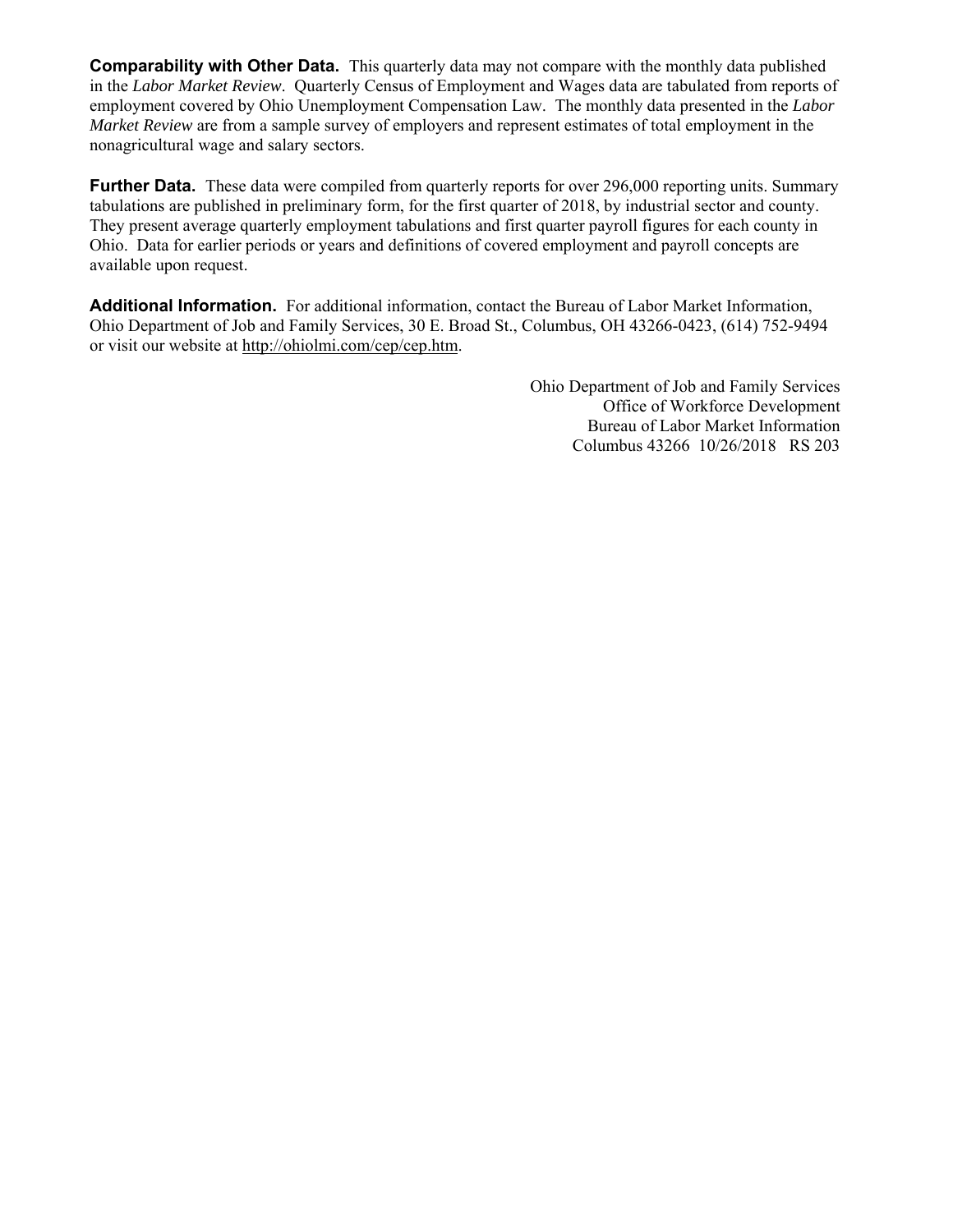**Comparability with Other Data.** This quarterly data may not compare with the monthly data published in the *Labor Market Review*. Quarterly Census of Employment and Wages data are tabulated from reports of employment covered by Ohio Unemployment Compensation Law. The monthly data presented in the *Labor Market Review* are from a sample survey of employers and represent estimates of total employment in the nonagricultural wage and salary sectors.

**Further Data.** These data were compiled from quarterly reports for over 296,000 reporting units. Summary tabulations are published in preliminary form, for the first quarter of 2018, by industrial sector and county. They present average quarterly employment tabulations and first quarter payroll figures for each county in Ohio. Data for earlier periods or years and definitions of covered employment and payroll concepts are available upon request.

**Additional Information.** For additional information, contact the Bureau of Labor Market Information, Ohio Department of Job and Family Services, 30 E. Broad St., Columbus, OH 43266-0423, (614) 752-9494 or visit our website at http://ohiolmi.com/cep/cep.htm.

Ohio Department of Job and Family Services
Office of Workforce Development
Bureau of Labor Market Information
Columbus 43266 10/26/2018 RS 203